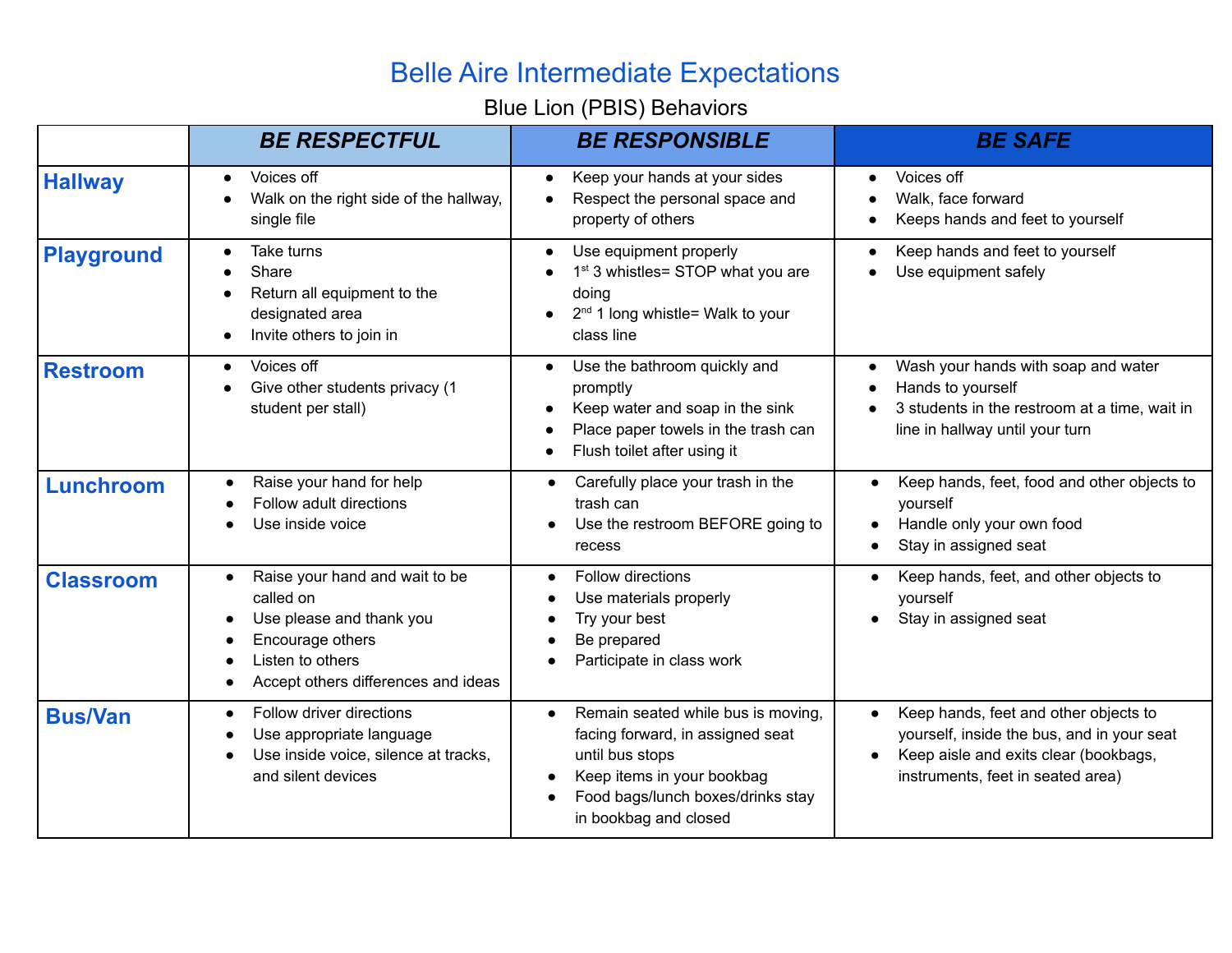# Belle Aire Intermediate Expectations

Blue Lion (PBIS) Behaviors

| | ***BE RESPECTFUL*** | ***BE RESPONSIBLE*** | ***BE SAFE*** |
|---|---|---|---|
| **Hallway** | • Voices off<br>• Walk on the right side of the hallway, single file | • Keep your hands at your sides<br>• Respect the personal space and property of others | • Voices off<br>• Walk, face forward<br>• Keeps hands and feet to yourself |
| **Playground** | • Take turns<br>• Share<br>• Return all equipment to the designated area<br>• Invite others to join in | • Use equipment properly<br>• 1st 3 whistles= STOP what you are doing<br>• 2nd 1 long whistle= Walk to your class line | • Keep hands and feet to yourself<br>• Use equipment safely |
| **Restroom** | • Voices off<br>• Give other students privacy (1 student per stall) | • Use the bathroom quickly and promptly<br>• Keep water and soap in the sink<br>• Place paper towels in the trash can<br>• Flush toilet after using it | • Wash your hands with soap and water<br>• Hands to yourself<br>• 3 students in the restroom at a time, wait in line in hallway until your turn |
| **Lunchroom** | • Raise your hand for help<br>• Follow adult directions<br>• Use inside voice | • Carefully place your trash in the trash can<br>• Use the restroom BEFORE going to recess | • Keep hands, feet, food and other objects to yourself<br>• Handle only your own food<br>• Stay in assigned seat |
| **Classroom** | • Raise your hand and wait to be called on<br>• Use please and thank you<br>• Encourage others<br>• Listen to others<br>• Accept others differences and ideas | • Follow directions<br>• Use materials properly<br>• Try your best<br>• Be prepared<br>• Participate in class work | • Keep hands, feet, and other objects to yourself<br>• Stay in assigned seat |
| **Bus/Van** | • Follow driver directions<br>• Use appropriate language<br>• Use inside voice, silence at tracks, and silent devices | • Remain seated while bus is moving, facing forward, in assigned seat until bus stops<br>• Keep items in your bookbag<br>• Food bags/lunch boxes/drinks stay in bookbag and closed | • Keep hands, feet and other objects to yourself, inside the bus, and in your seat<br>• Keep aisle and exits clear (bookbags, instruments, feet in seated area) |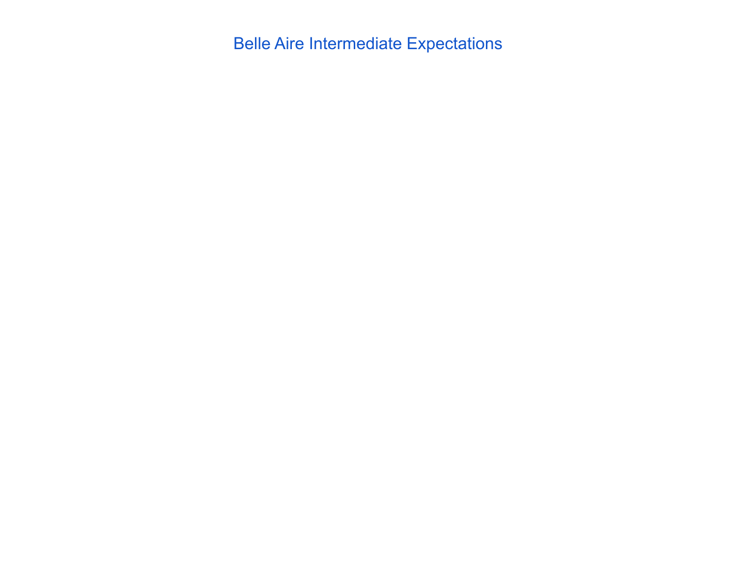# Belle Aire Intermediate Expectations